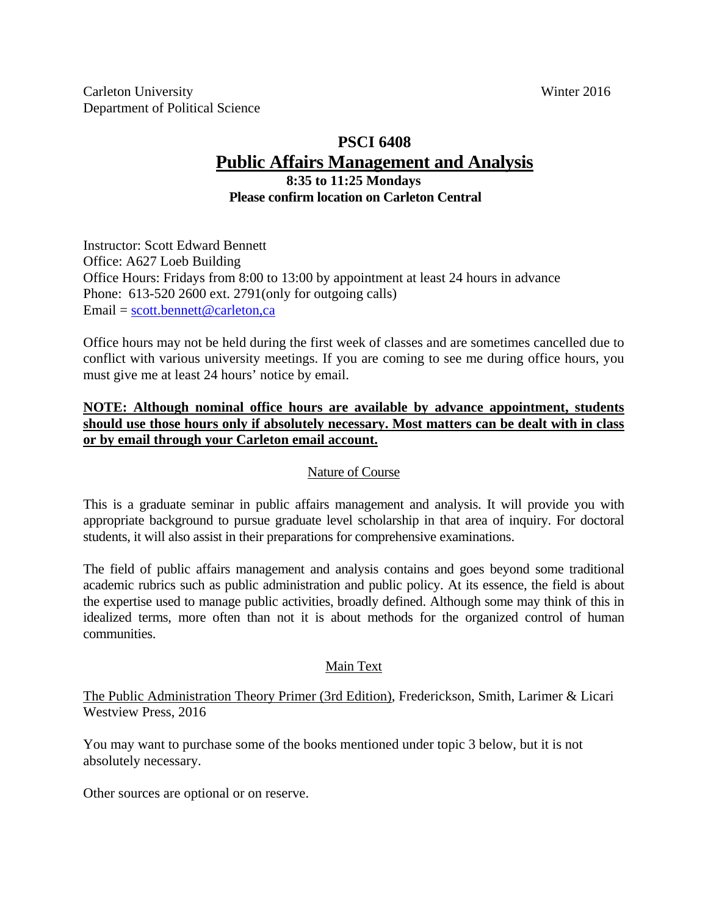Carleton University
Department of Political Science

Winter 2016

# PSCI 6408

## Public Affairs Management and Analysis

**8:35 to 11:25 Mondays**
**Please confirm location on Carleton Central**

Instructor: Scott Edward Bennett
Office: A627 Loeb Building
Office Hours: Fridays from 8:00 to 13:00 by appointment at least 24 hours in advance
Phone: 613-520 2600 ext. 2791(only for outgoing calls)
Email = scott.bennett@carleton,ca

Office hours may not be held during the first week of classes and are sometimes cancelled due to conflict with various university meetings. If you are coming to see me during office hours, you must give me at least 24 hours' notice by email.

**NOTE: Although nominal office hours are available by advance appointment, students should use those hours only if absolutely necessary. Most matters can be dealt with in class or by email through your Carleton email account.**

### Nature of Course

This is a graduate seminar in public affairs management and analysis. It will provide you with appropriate background to pursue graduate level scholarship in that area of inquiry. For doctoral students, it will also assist in their preparations for comprehensive examinations.

The field of public affairs management and analysis contains and goes beyond some traditional academic rubrics such as public administration and public policy. At its essence, the field is about the expertise used to manage public activities, broadly defined. Although some may think of this in idealized terms, more often than not it is about methods for the organized control of human communities.

### Main Text

The Public Administration Theory Primer (3rd Edition), Frederickson, Smith, Larimer & Licari Westview Press, 2016

You may want to purchase some of the books mentioned under topic 3 below, but it is not absolutely necessary.

Other sources are optional or on reserve.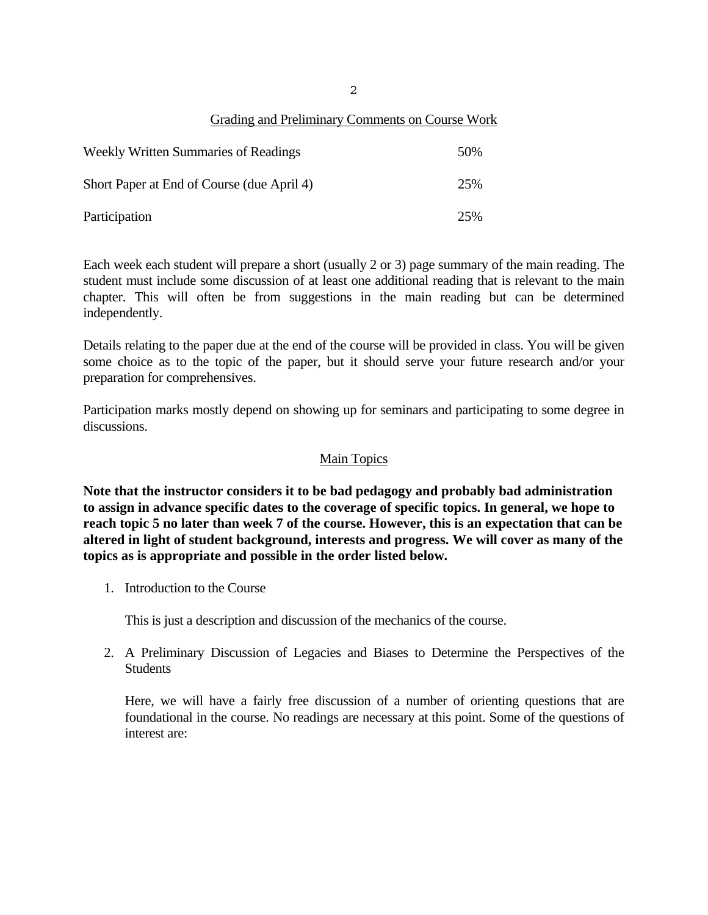## Grading and Preliminary Comments on Course Work

| | |
|---|---|
| Weekly Written Summaries of Readings | 50% |
| Short Paper at End of Course (due April 4) | 25% |
| Participation | 25% |

Each week each student will prepare a short (usually 2 or 3) page summary of the main reading. The student must include some discussion of at least one additional reading that is relevant to the main chapter. This will often be from suggestions in the main reading but can be determined independently.

Details relating to the paper due at the end of the course will be provided in class. You will be given some choice as to the topic of the paper, but it should serve your future research and/or your preparation for comprehensives.

Participation marks mostly depend on showing up for seminars and participating to some degree in discussions.

## Main Topics

**Note that the instructor considers it to be bad pedagogy and probably bad administration to assign in advance specific dates to the coverage of specific topics. In general, we hope to reach topic 5 no later than week 7 of the course. However, this is an expectation that can be altered in light of student background, interests and progress. We will cover as many of the topics as is appropriate and possible in the order listed below.**

1. Introduction to the Course

   This is just a description and discussion of the mechanics of the course.

2. A Preliminary Discussion of Legacies and Biases to Determine the Perspectives of the Students

   Here, we will have a fairly free discussion of a number of orienting questions that are foundational in the course. No readings are necessary at this point. Some of the questions of interest are: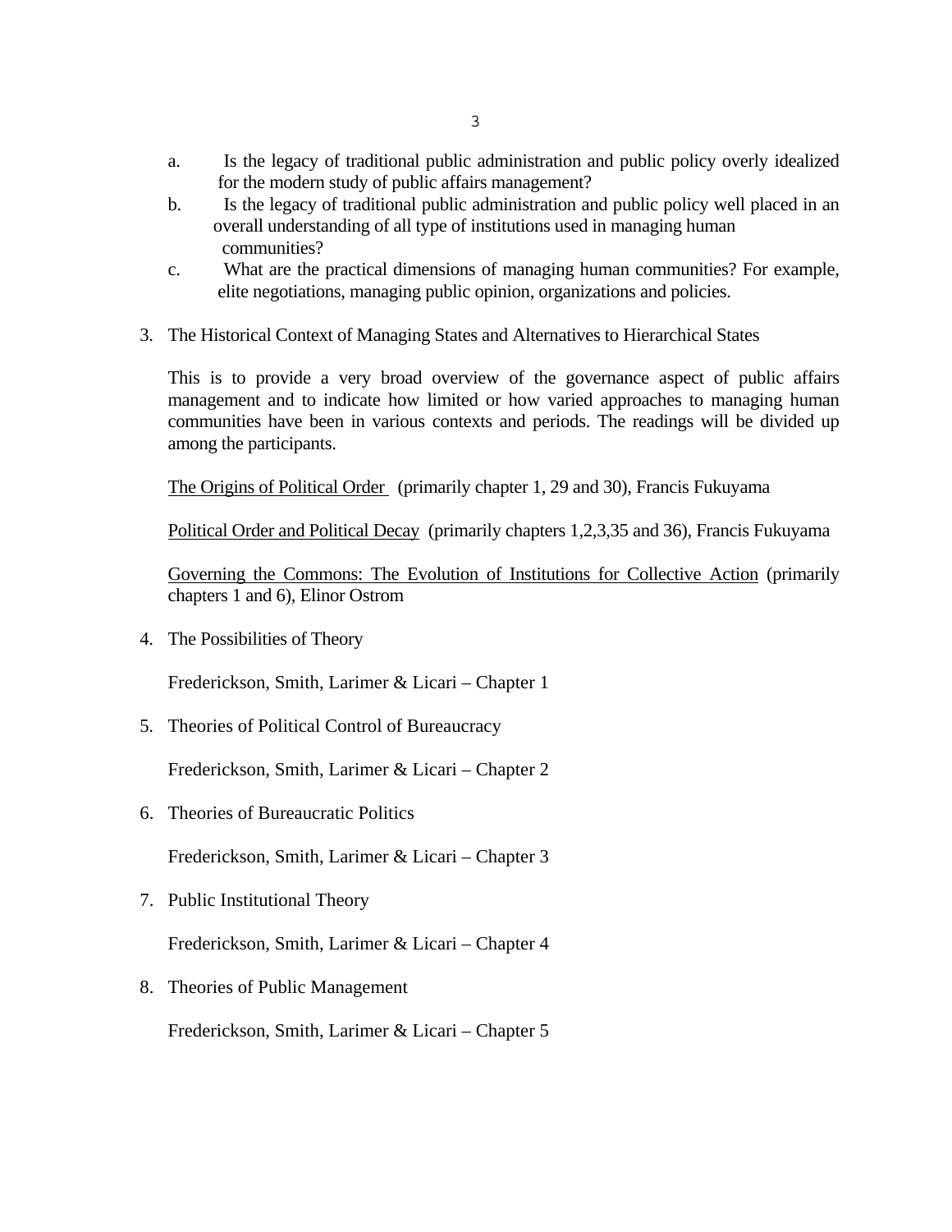a. Is the legacy of traditional public administration and public policy overly idealized for the modern study of public affairs management?

b. Is the legacy of traditional public administration and public policy well placed in an overall understanding of all type of institutions used in managing human communities?

c. What are the practical dimensions of managing human communities? For example, elite negotiations, managing public opinion, organizations and policies.

3. The Historical Context of Managing States and Alternatives to Hierarchical States

   This is to provide a very broad overview of the governance aspect of public affairs management and to indicate how limited or how varied approaches to managing human communities have been in various contexts and periods. The readings will be divided up among the participants.

   <u>The Origins of Political Order</u> (primarily chapter 1, 29 and 30), Francis Fukuyama

   <u>Political Order and Political Decay</u> (primarily chapters 1,2,3,35 and 36), Francis Fukuyama

   <u>Governing the Commons: The Evolution of Institutions for Collective Action</u> (primarily chapters 1 and 6), Elinor Ostrom

4. The Possibilities of Theory

   Frederickson, Smith, Larimer & Licari – Chapter 1

5. Theories of Political Control of Bureaucracy

   Frederickson, Smith, Larimer & Licari – Chapter 2

6. Theories of Bureaucratic Politics

   Frederickson, Smith, Larimer & Licari – Chapter 3

7. Public Institutional Theory

   Frederickson, Smith, Larimer & Licari – Chapter 4

8. Theories of Public Management

   Frederickson, Smith, Larimer & Licari – Chapter 5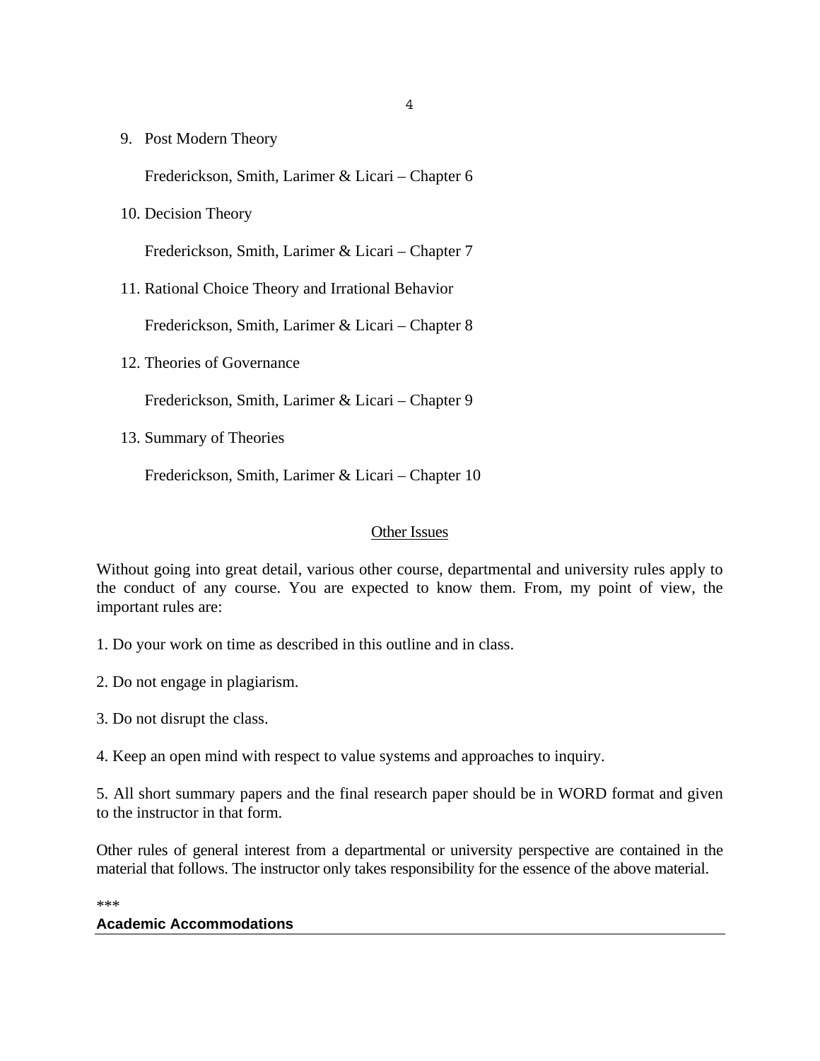9. Post Modern Theory

   Frederickson, Smith, Larimer & Licari – Chapter 6

10. Decision Theory

    Frederickson, Smith, Larimer & Licari – Chapter 7

11. Rational Choice Theory and Irrational Behavior

    Frederickson, Smith, Larimer & Licari – Chapter 8

12. Theories of Governance

    Frederickson, Smith, Larimer & Licari – Chapter 9

13. Summary of Theories

    Frederickson, Smith, Larimer & Licari – Chapter 10

## Other Issues

Without going into great detail, various other course, departmental and university rules apply to the conduct of any course. You are expected to know them. From, my point of view, the important rules are:

1. Do your work on time as described in this outline and in class.

2. Do not engage in plagiarism.

3. Do not disrupt the class.

4. Keep an open mind with respect to value systems and approaches to inquiry.

5. All short summary papers and the final research paper should be in WORD format and given to the instructor in that form.

Other rules of general interest from a departmental or university perspective are contained in the material that follows. The instructor only takes responsibility for the essence of the above material.

***

**Academic Accommodations**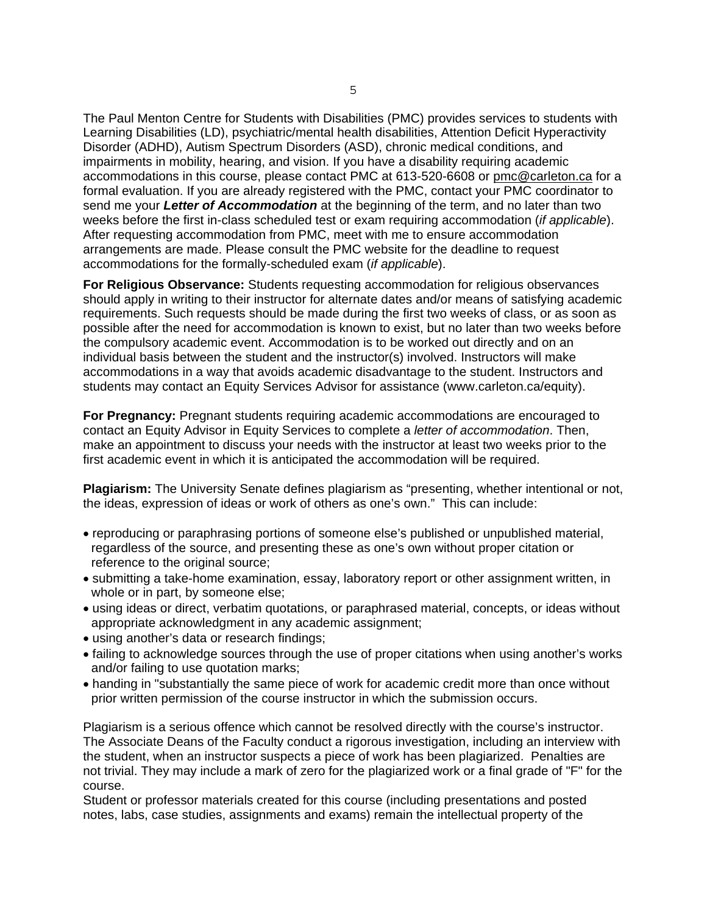The Paul Menton Centre for Students with Disabilities (PMC) provides services to students with Learning Disabilities (LD), psychiatric/mental health disabilities, Attention Deficit Hyperactivity Disorder (ADHD), Autism Spectrum Disorders (ASD), chronic medical conditions, and impairments in mobility, hearing, and vision. If you have a disability requiring academic accommodations in this course, please contact PMC at 613-520-6608 or pmc@carleton.ca for a formal evaluation. If you are already registered with the PMC, contact your PMC coordinator to send me your ***Letter of Accommodation*** at the beginning of the term, and no later than two weeks before the first in-class scheduled test or exam requiring accommodation (*if applicable*). After requesting accommodation from PMC, meet with me to ensure accommodation arrangements are made. Please consult the PMC website for the deadline to request accommodations for the formally-scheduled exam (*if applicable*).

**For Religious Observance:** Students requesting accommodation for religious observances should apply in writing to their instructor for alternate dates and/or means of satisfying academic requirements. Such requests should be made during the first two weeks of class, or as soon as possible after the need for accommodation is known to exist, but no later than two weeks before the compulsory academic event. Accommodation is to be worked out directly and on an individual basis between the student and the instructor(s) involved. Instructors will make accommodations in a way that avoids academic disadvantage to the student. Instructors and students may contact an Equity Services Advisor for assistance (www.carleton.ca/equity).

**For Pregnancy:** Pregnant students requiring academic accommodations are encouraged to contact an Equity Advisor in Equity Services to complete a *letter of accommodation*. Then, make an appointment to discuss your needs with the instructor at least two weeks prior to the first academic event in which it is anticipated the accommodation will be required.

**Plagiarism:** The University Senate defines plagiarism as "presenting, whether intentional or not, the ideas, expression of ideas or work of others as one's own." This can include:

- reproducing or paraphrasing portions of someone else's published or unpublished material, regardless of the source, and presenting these as one's own without proper citation or reference to the original source;
- submitting a take-home examination, essay, laboratory report or other assignment written, in whole or in part, by someone else;
- using ideas or direct, verbatim quotations, or paraphrased material, concepts, or ideas without appropriate acknowledgment in any academic assignment;
- using another's data or research findings;
- failing to acknowledge sources through the use of proper citations when using another's works and/or failing to use quotation marks;
- handing in "substantially the same piece of work for academic credit more than once without prior written permission of the course instructor in which the submission occurs.

Plagiarism is a serious offence which cannot be resolved directly with the course's instructor. The Associate Deans of the Faculty conduct a rigorous investigation, including an interview with the student, when an instructor suspects a piece of work has been plagiarized. Penalties are not trivial. They may include a mark of zero for the plagiarized work or a final grade of "F" for the course.
Student or professor materials created for this course (including presentations and posted notes, labs, case studies, assignments and exams) remain the intellectual property of the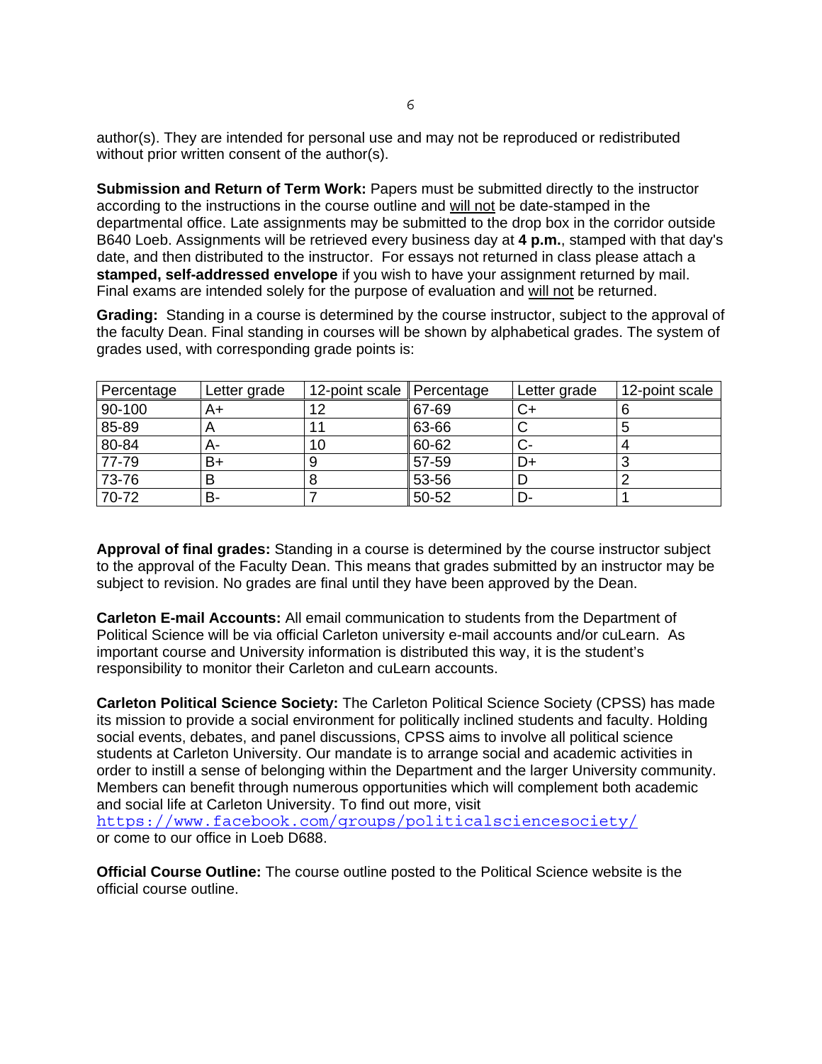author(s). They are intended for personal use and may not be reproduced or redistributed without prior written consent of the author(s).

**Submission and Return of Term Work:** Papers must be submitted directly to the instructor according to the instructions in the course outline and will not be date-stamped in the departmental office. Late assignments may be submitted to the drop box in the corridor outside B640 Loeb. Assignments will be retrieved every business day at **4 p.m.**, stamped with that day's date, and then distributed to the instructor. For essays not returned in class please attach a **stamped, self-addressed envelope** if you wish to have your assignment returned by mail. Final exams are intended solely for the purpose of evaluation and will not be returned.

**Grading:** Standing in a course is determined by the course instructor, subject to the approval of the faculty Dean. Final standing in courses will be shown by alphabetical grades. The system of grades used, with corresponding grade points is:

| Percentage | Letter grade | 12-point scale | Percentage | Letter grade | 12-point scale |
|---|---|---|---|---|---|
| 90-100 | A+ | 12 | 67-69 | C+ | 6 |
| 85-89 | A | 11 | 63-66 | C | 5 |
| 80-84 | A- | 10 | 60-62 | C- | 4 |
| 77-79 | B+ | 9 | 57-59 | D+ | 3 |
| 73-76 | B | 8 | 53-56 | D | 2 |
| 70-72 | B- | 7 | 50-52 | D- | 1 |

**Approval of final grades:** Standing in a course is determined by the course instructor subject to the approval of the Faculty Dean. This means that grades submitted by an instructor may be subject to revision. No grades are final until they have been approved by the Dean.

**Carleton E-mail Accounts:** All email communication to students from the Department of Political Science will be via official Carleton university e-mail accounts and/or cuLearn. As important course and University information is distributed this way, it is the student's responsibility to monitor their Carleton and cuLearn accounts.

**Carleton Political Science Society:** The Carleton Political Science Society (CPSS) has made its mission to provide a social environment for politically inclined students and faculty. Holding social events, debates, and panel discussions, CPSS aims to involve all political science students at Carleton University. Our mandate is to arrange social and academic activities in order to instill a sense of belonging within the Department and the larger University community. Members can benefit through numerous opportunities which will complement both academic and social life at Carleton University. To find out more, visit https://www.facebook.com/groups/politicalsciencesociety/ or come to our office in Loeb D688.

**Official Course Outline:** The course outline posted to the Political Science website is the official course outline.